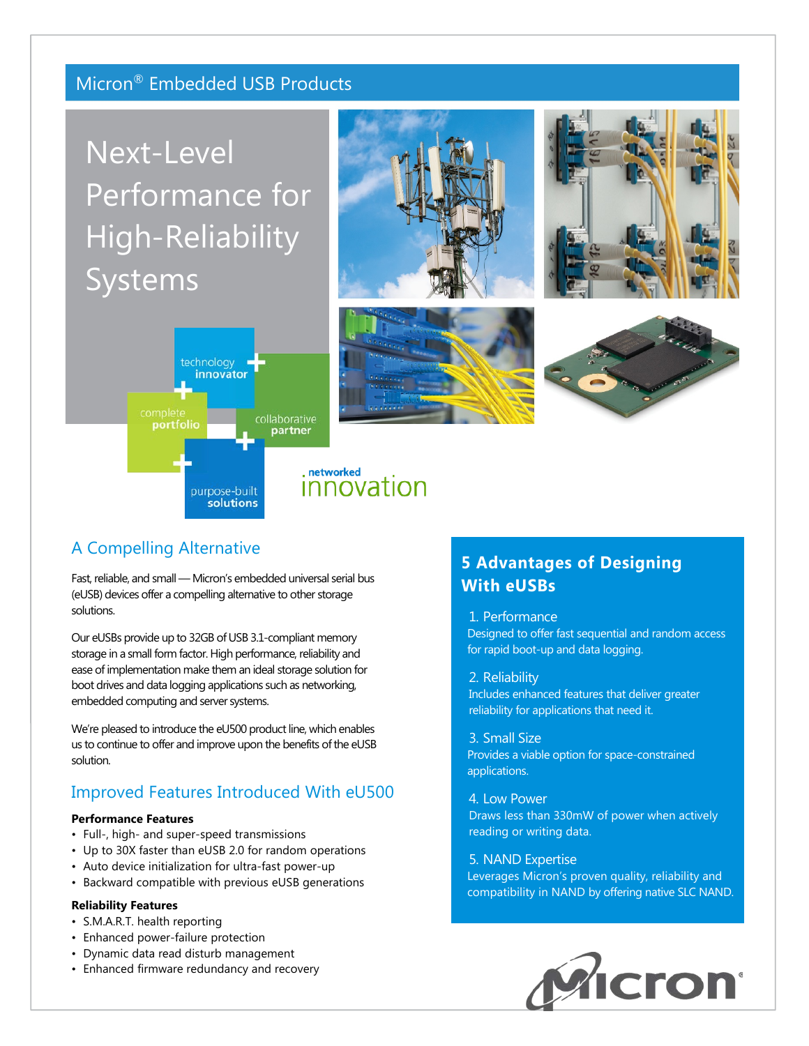Micron® Embedded USB Products

# Next-Level Performance for High-Reliability Systems

technology **innovator** + complete **portfolio** + collaborative **partner** + purpose-built **solutions**

networked innovation

## A Compelling Alternative

Fast, reliable, and small — Micron's embedded universal serial bus (eUSB) devices offer a compelling alternative to other storage solutions.

Our eUSBs provide up to 32GB of USB 3.1-compliant memory storage in a small form factor. High performance, reliability and ease of implementation make them an ideal storage solution for boot drives and data logging applications such as networking, embedded computing and server systems.

We're pleased to introduce the eU500 product line, which enables us to continue to offer and improve upon the benefits of the eUSB solution.

## Improved Features Introduced With eU500

**Performance Features**

- Full-, high- and super-speed transmissions
- Up to 30X faster than eUSB 2.0 for random operations
- Auto device initialization for ultra-fast power-up
- Backward compatible with previous eUSB generations

**Reliability Features**

- S.M.A.R.T. health reporting
- Enhanced power-failure protection
- Dynamic data read disturb management
- Enhanced firmware redundancy and recovery

## 5 Advantages of Designing With eUSBs

1. Performance
Designed to offer fast sequential and random access for rapid boot-up and data logging.

2. Reliability
Includes enhanced features that deliver greater reliability for applications that need it.

3. Small Size
Provides a viable option for space-constrained applications.

4. Low Power
Draws less than 330mW of power when actively reading or writing data.

5. NAND Expertise
Leverages Micron's proven quality, reliability and compatibility in NAND by offering native SLC NAND.

Micron®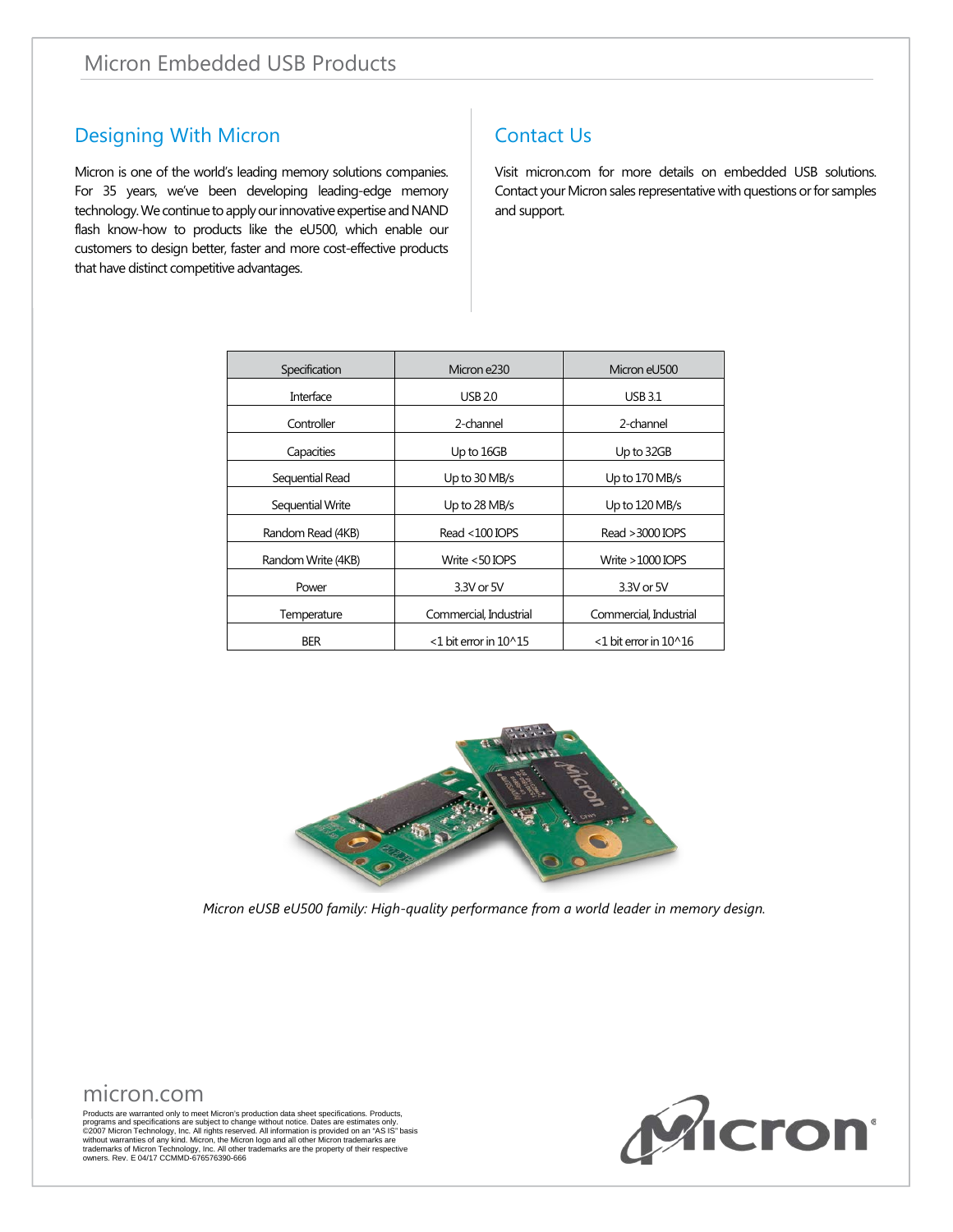# Micron Embedded USB Products

## Designing With Micron

Micron is one of the world's leading memory solutions companies. For 35 years, we've been developing leading-edge memory technology. We continue to apply our innovative expertise and NAND flash know-how to products like the eU500, which enable our customers to design better, faster and more cost-effective products that have distinct competitive advantages.

## Contact Us

Visit micron.com for more details on embedded USB solutions. Contact your Micron sales representative with questions or for samples and support.

| Specification | Micron e230 | Micron eU500 |
|---|---|---|
| Interface | USB 2.0 | USB 3.1 |
| Controller | 2-channel | 2-channel |
| Capacities | Up to 16GB | Up to 32GB |
| Sequential Read | Up to 30 MB/s | Up to 170 MB/s |
| Sequential Write | Up to 28 MB/s | Up to 120 MB/s |
| Random Read (4KB) | Read <100 IOPS | Read >3000 IOPS |
| Random Write (4KB) | Write <50 IOPS | Write >1000 IOPS |
| Power | 3.3V or 5V | 3.3V or 5V |
| Temperature | Commercial, Industrial | Commercial, Industrial |
| BER | <1 bit error in 10^15 | <1 bit error in 10^16 |

*Micron eUSB eU500 family: High-quality performance from a world leader in memory design.*

micron.com

Products are warranted only to meet Micron's production data sheet specifications. Products, programs and specifications are subject to change without notice. Dates are estimates only. ©2007 Micron Technology, Inc. All rights reserved. All information is provided on an "AS IS" basis without warranties of any kind. Micron, the Micron logo and all other Micron trademarks are trademarks of Micron Technology, Inc. All other trademarks are the property of their respective owners. Rev. E 04/17 CCMMD-676576390-666